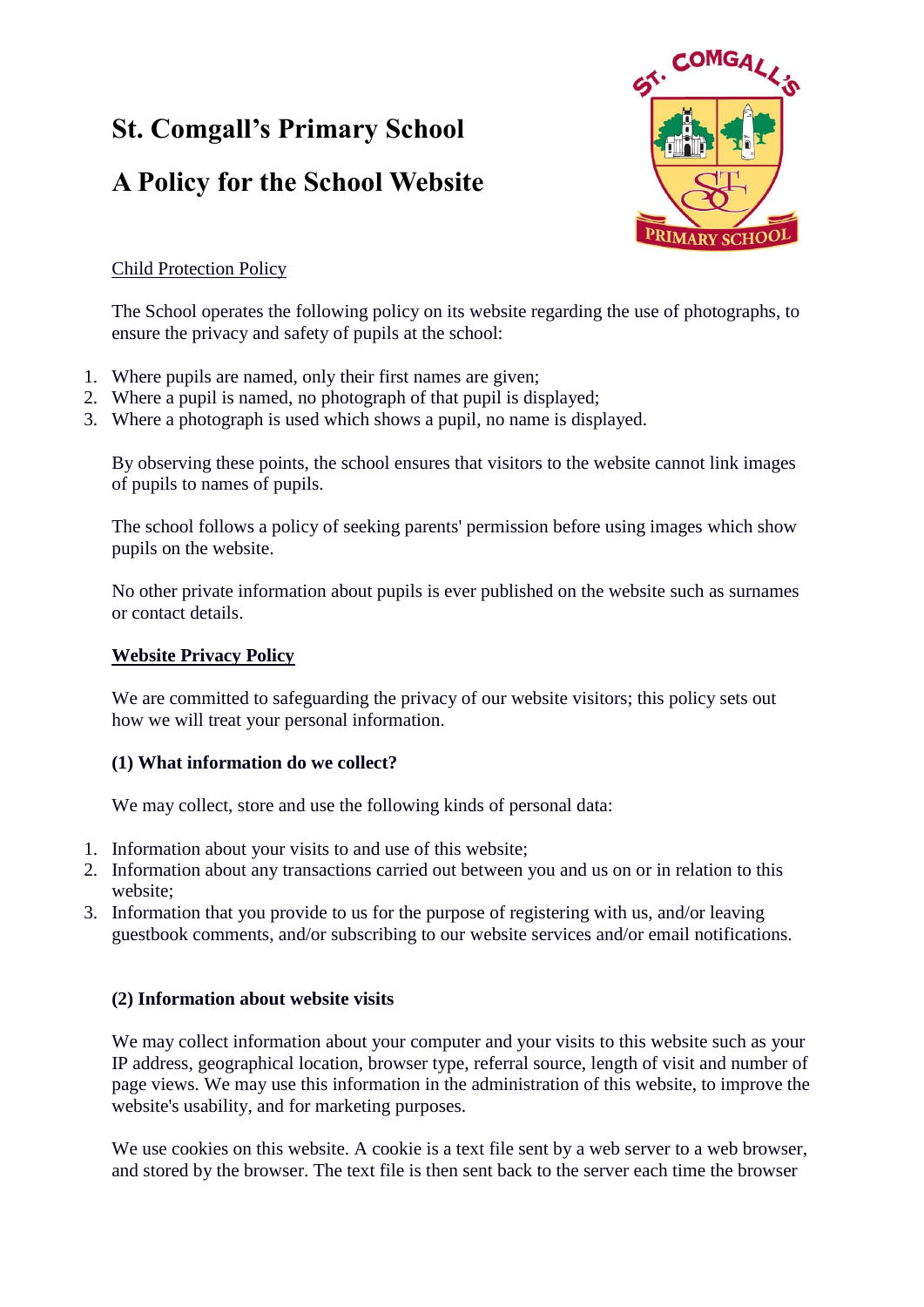# St. Comgall's Primary School

# A Policy for the School Website

Child Protection Policy

The School operates the following policy on its website regarding the use of photographs, to ensure the privacy and safety of pupils at the school:

1. Where pupils are named, only their first names are given;
2. Where a pupil is named, no photograph of that pupil is displayed;
3. Where a photograph is used which shows a pupil, no name is displayed.

By observing these points, the school ensures that visitors to the website cannot link images of pupils to names of pupils.

The school follows a policy of seeking parents' permission before using images which show pupils on the website.

No other private information about pupils is ever published on the website such as surnames or contact details.

## Website Privacy Policy

We are committed to safeguarding the privacy of our website visitors; this policy sets out how we will treat your personal information.

### (1) What information do we collect?

We may collect, store and use the following kinds of personal data:

1. Information about your visits to and use of this website;
2. Information about any transactions carried out between you and us on or in relation to this website;
3. Information that you provide to us for the purpose of registering with us, and/or leaving guestbook comments, and/or subscribing to our website services and/or email notifications.

### (2) Information about website visits

We may collect information about your computer and your visits to this website such as your IP address, geographical location, browser type, referral source, length of visit and number of page views. We may use this information in the administration of this website, to improve the website's usability, and for marketing purposes.

We use cookies on this website. A cookie is a text file sent by a web server to a web browser, and stored by the browser. The text file is then sent back to the server each time the browser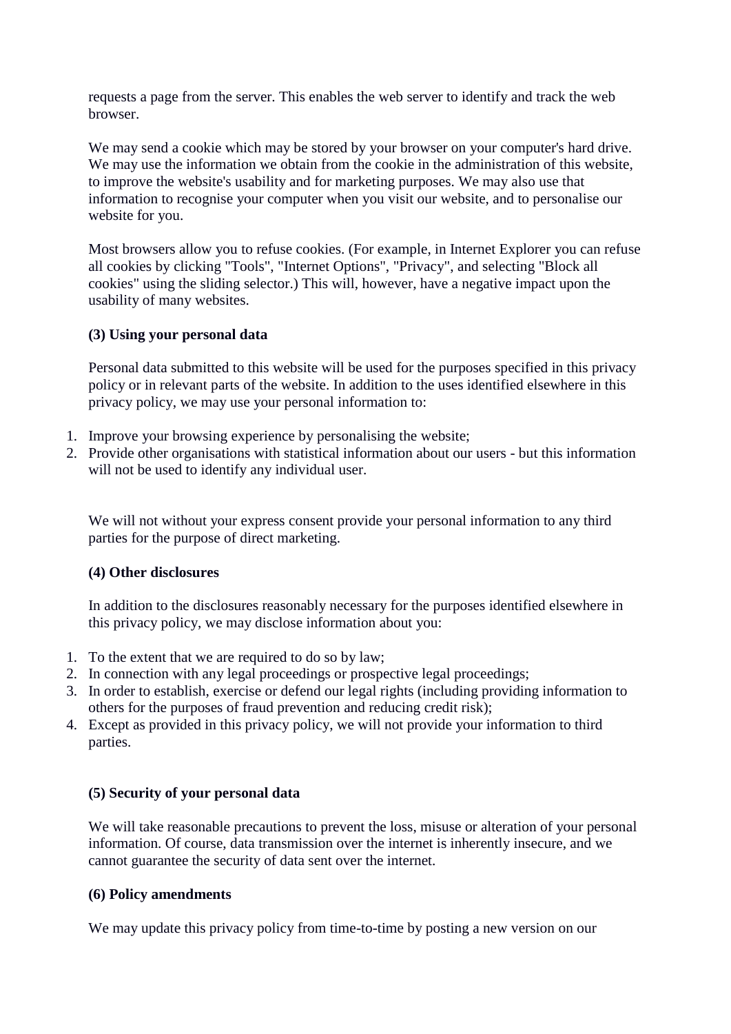requests a page from the server. This enables the web server to identify and track the web browser.

We may send a cookie which may be stored by your browser on your computer's hard drive. We may use the information we obtain from the cookie in the administration of this website, to improve the website's usability and for marketing purposes. We may also use that information to recognise your computer when you visit our website, and to personalise our website for you.

Most browsers allow you to refuse cookies. (For example, in Internet Explorer you can refuse all cookies by clicking "Tools", "Internet Options", "Privacy", and selecting "Block all cookies" using the sliding selector.) This will, however, have a negative impact upon the usability of many websites.

**(3) Using your personal data**

Personal data submitted to this website will be used for the purposes specified in this privacy policy or in relevant parts of the website. In addition to the uses identified elsewhere in this privacy policy, we may use your personal information to:

1. Improve your browsing experience by personalising the website;
2. Provide other organisations with statistical information about our users - but this information will not be used to identify any individual user.

We will not without your express consent provide your personal information to any third parties for the purpose of direct marketing.

**(4) Other disclosures**

In addition to the disclosures reasonably necessary for the purposes identified elsewhere in this privacy policy, we may disclose information about you:

1. To the extent that we are required to do so by law;
2. In connection with any legal proceedings or prospective legal proceedings;
3. In order to establish, exercise or defend our legal rights (including providing information to others for the purposes of fraud prevention and reducing credit risk);
4. Except as provided in this privacy policy, we will not provide your information to third parties.

**(5) Security of your personal data**

We will take reasonable precautions to prevent the loss, misuse or alteration of your personal information. Of course, data transmission over the internet is inherently insecure, and we cannot guarantee the security of data sent over the internet.

**(6) Policy amendments**

We may update this privacy policy from time-to-time by posting a new version on our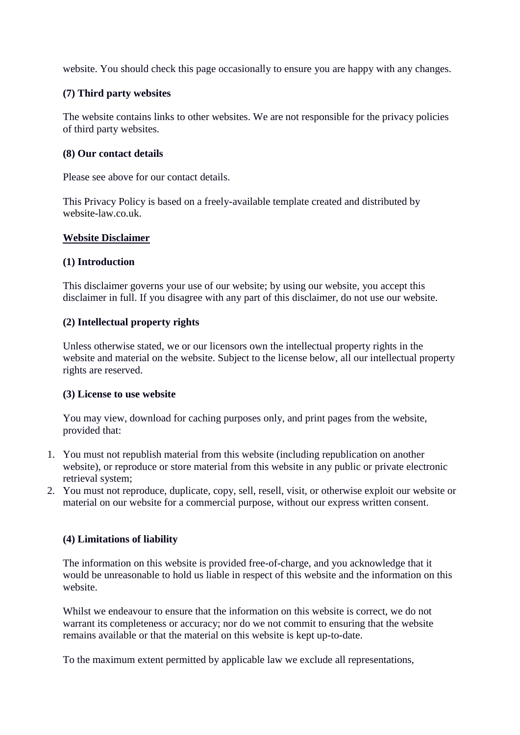website. You should check this page occasionally to ensure you are happy with any changes.

**(7) Third party websites**

The website contains links to other websites. We are not responsible for the privacy policies of third party websites.

**(8) Our contact details**

Please see above for our contact details.

This Privacy Policy is based on a freely-available template created and distributed by website-law.co.uk.

**Website Disclaimer**

**(1) Introduction**

This disclaimer governs your use of our website; by using our website, you accept this disclaimer in full. If you disagree with any part of this disclaimer, do not use our website.

**(2) Intellectual property rights**

Unless otherwise stated, we or our licensors own the intellectual property rights in the website and material on the website. Subject to the license below, all our intellectual property rights are reserved.

**(3) License to use website**

You may view, download for caching purposes only, and print pages from the website, provided that:

1. You must not republish material from this website (including republication on another website), or reproduce or store material from this website in any public or private electronic retrieval system;
2. You must not reproduce, duplicate, copy, sell, resell, visit, or otherwise exploit our website or material on our website for a commercial purpose, without our express written consent.

**(4) Limitations of liability**

The information on this website is provided free-of-charge, and you acknowledge that it would be unreasonable to hold us liable in respect of this website and the information on this website.

Whilst we endeavour to ensure that the information on this website is correct, we do not warrant its completeness or accuracy; nor do we not commit to ensuring that the website remains available or that the material on this website is kept up-to-date.

To the maximum extent permitted by applicable law we exclude all representations,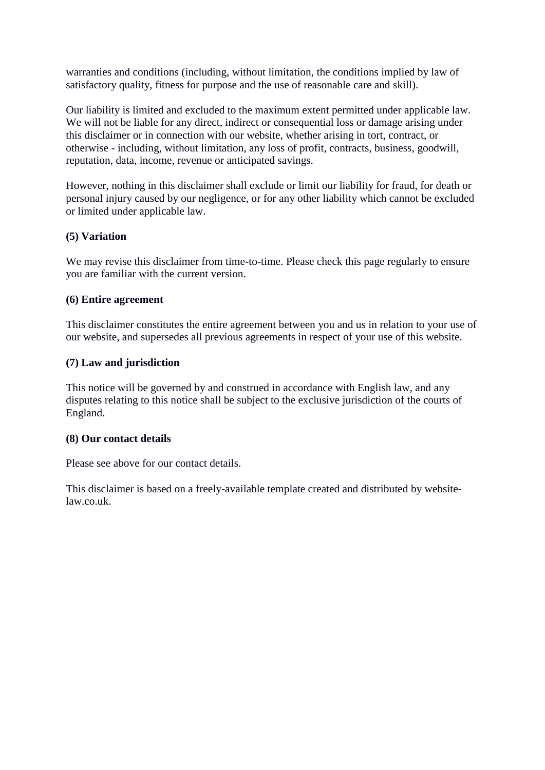warranties and conditions (including, without limitation, the conditions implied by law of satisfactory quality, fitness for purpose and the use of reasonable care and skill).

Our liability is limited and excluded to the maximum extent permitted under applicable law. We will not be liable for any direct, indirect or consequential loss or damage arising under this disclaimer or in connection with our website, whether arising in tort, contract, or otherwise - including, without limitation, any loss of profit, contracts, business, goodwill, reputation, data, income, revenue or anticipated savings.

However, nothing in this disclaimer shall exclude or limit our liability for fraud, for death or personal injury caused by our negligence, or for any other liability which cannot be excluded or limited under applicable law.

**(5) Variation**

We may revise this disclaimer from time-to-time. Please check this page regularly to ensure you are familiar with the current version.

**(6) Entire agreement**

This disclaimer constitutes the entire agreement between you and us in relation to your use of our website, and supersedes all previous agreements in respect of your use of this website.

**(7) Law and jurisdiction**

This notice will be governed by and construed in accordance with English law, and any disputes relating to this notice shall be subject to the exclusive jurisdiction of the courts of England.

**(8) Our contact details**

Please see above for our contact details.

This disclaimer is based on a freely-available template created and distributed by website-law.co.uk.